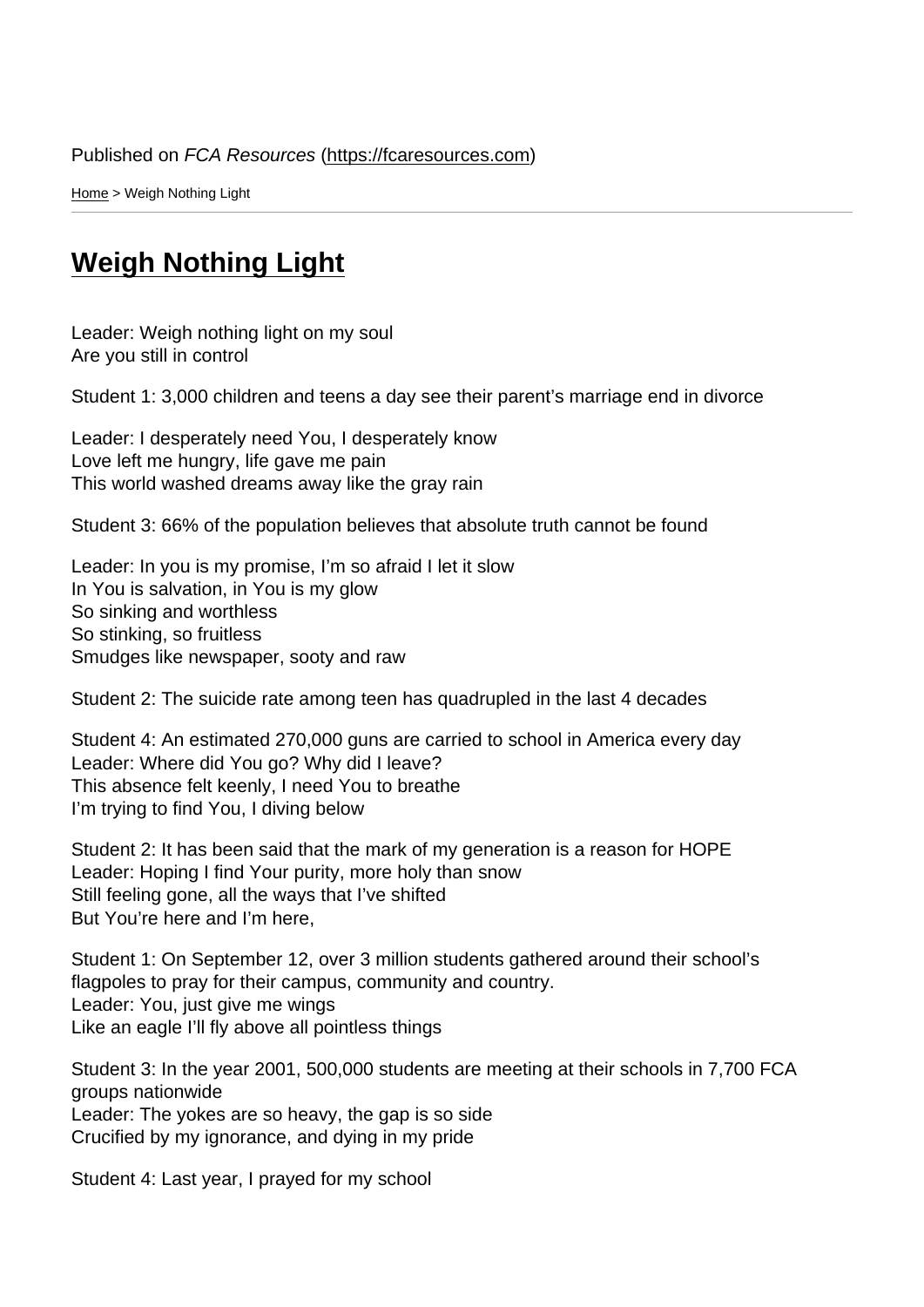Published on *FCA Resources* (https://fcaresources.com)

Home > Weigh Nothing Light

# Weigh Nothing Light

Leader: Weigh nothing light on my soul
Are you still in control

Student 1: 3,000 children and teens a day see their parent's marriage end in divorce

Leader: I desperately need You, I desperately know
Love left me hungry, life gave me pain
This world washed dreams away like the gray rain

Student 3: 66% of the population believes that absolute truth cannot be found

Leader: In you is my promise, I'm so afraid I let it slow
In You is salvation, in You is my glow
So sinking and worthless
So stinking, so fruitless
Smudges like newspaper, sooty and raw

Student 2: The suicide rate among teen has quadrupled in the last 4 decades

Student 4: An estimated 270,000 guns are carried to school in America every day
Leader: Where did You go? Why did I leave?
This absence felt keenly, I need You to breathe
I'm trying to find You, I diving below

Student 2: It has been said that the mark of my generation is a reason for HOPE
Leader: Hoping I find Your purity, more holy than snow
Still feeling gone, all the ways that I've shifted
But You're here and I'm here,

Student 1: On September 12, over 3 million students gathered around their school's flagpoles to pray for their campus, community and country.
Leader: You, just give me wings
Like an eagle I'll fly above all pointless things

Student 3: In the year 2001, 500,000 students are meeting at their schools in 7,700 FCA groups nationwide
Leader: The yokes are so heavy, the gap is so side
Crucified by my ignorance, and dying in my pride

Student 4: Last year, I prayed for my school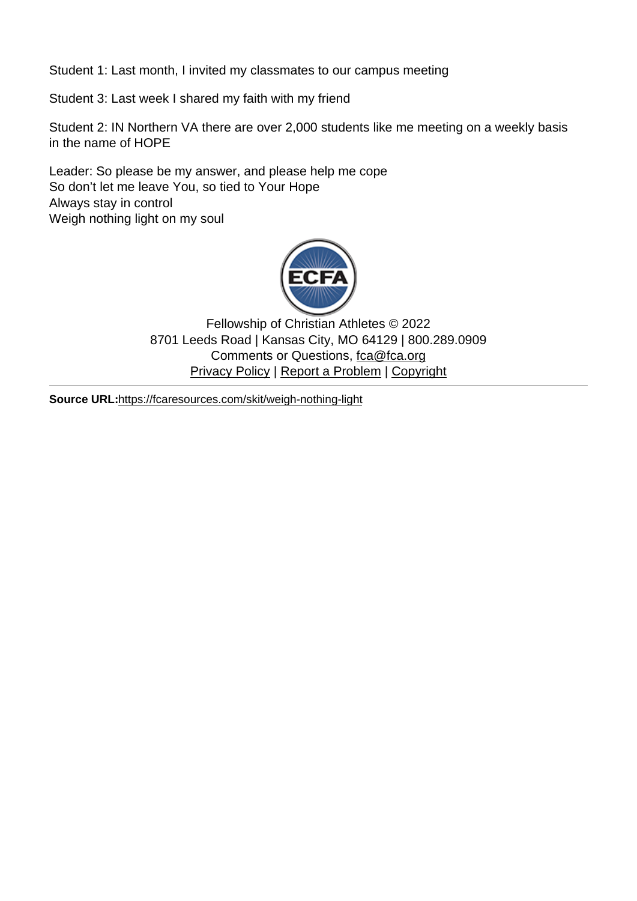Student 1: Last month, I invited my classmates to our campus meeting

Student 3: Last week I shared my faith with my friend

Student 2: IN Northern VA there are over 2,000 students like me meeting on a weekly basis in the name of HOPE

Leader: So please be my answer, and please help me cope
So don't let me leave You, so tied to Your Hope
Always stay in control
Weigh nothing light on my soul

ECFA

Fellowship of Christian Athletes © 2022
8701 Leeds Road | Kansas City, MO 64129 | 800.289.0909
Comments or Questions, fca@fca.org
Privacy Policy | Report a Problem | Copyright

---

**Source URL:** https://fcaresources.com/skit/weigh-nothing-light